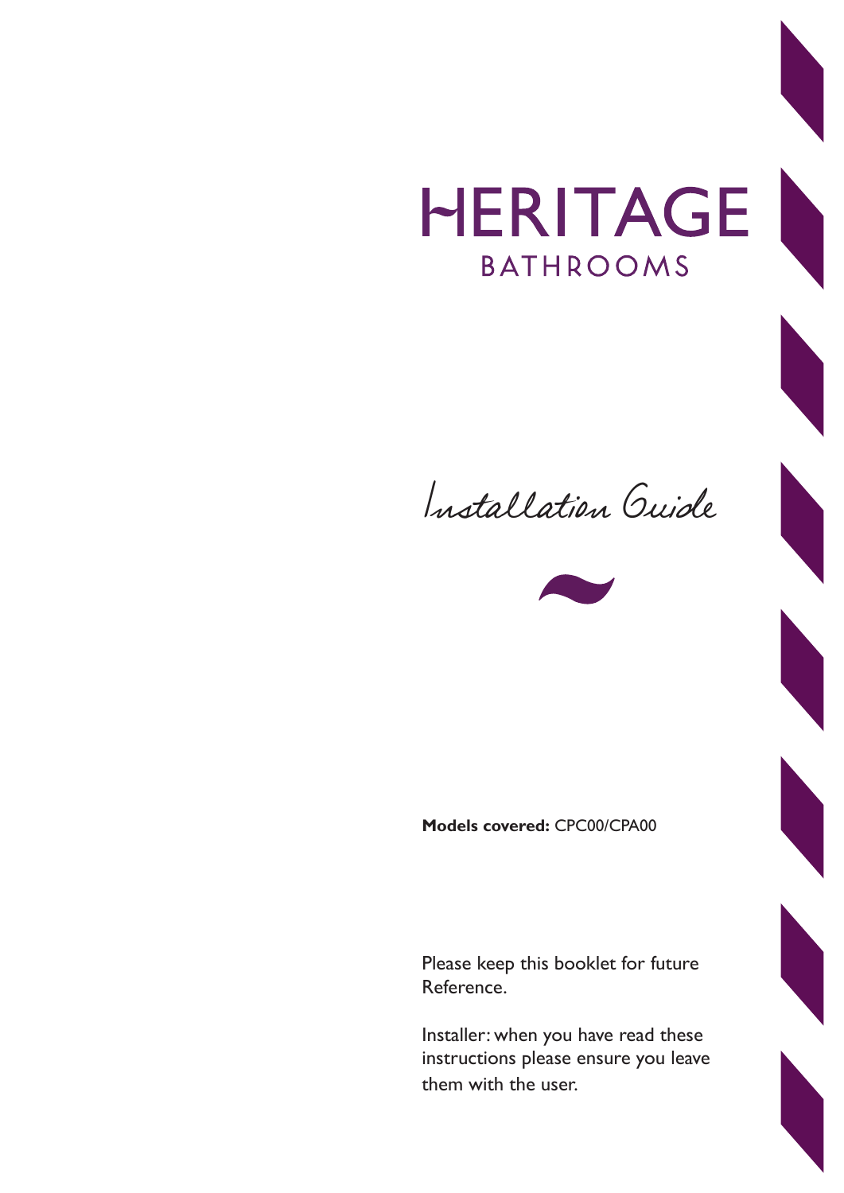# HERITAGE

## BATHROOMS

*Installation Guide*

**Models covered:** CPC00/CPA00

Please keep this booklet for future Reference.

Installer: when you have read these instructions please ensure you leave them with the user.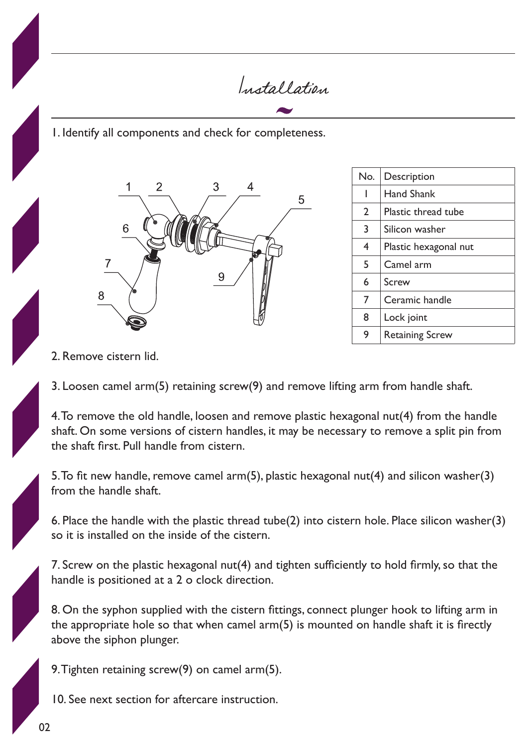# Installation

1. Identify all components and check for completeness.

| No. | Description |
|---|---|
| 1 | Hand Shank |
| 2 | Plastic thread tube |
| 3 | Silicon washer |
| 4 | Plastic hexagonal nut |
| 5 | Camel arm |
| 6 | Screw |
| 7 | Ceramic handle |
| 8 | Lock joint |
| 9 | Retaining Screw |

2. Remove cistern lid.

3. Loosen camel arm(5) retaining screw(9) and remove lifting arm from handle shaft.

4. To remove the old handle, loosen and remove plastic hexagonal nut(4) from the handle shaft. On some versions of cistern handles, it may be necessary to remove a split pin from the shaft first. Pull handle from cistern.

5. To fit new handle, remove camel arm(5), plastic hexagonal nut(4) and silicon washer(3) from the handle shaft.

6. Place the handle with the plastic thread tube(2) into cistern hole. Place silicon washer(3) so it is installed on the inside of the cistern.

7. Screw on the plastic hexagonal nut(4) and tighten sufficiently to hold firmly, so that the handle is positioned at a 2 o clock direction.

8. On the syphon supplied with the cistern fittings, connect plunger hook to lifting arm in the appropriate hole so that when camel arm(5) is mounted on handle shaft it is firectly above the siphon plunger.

9. Tighten retaining screw(9) on camel arm(5).

10. See next section for aftercare instruction.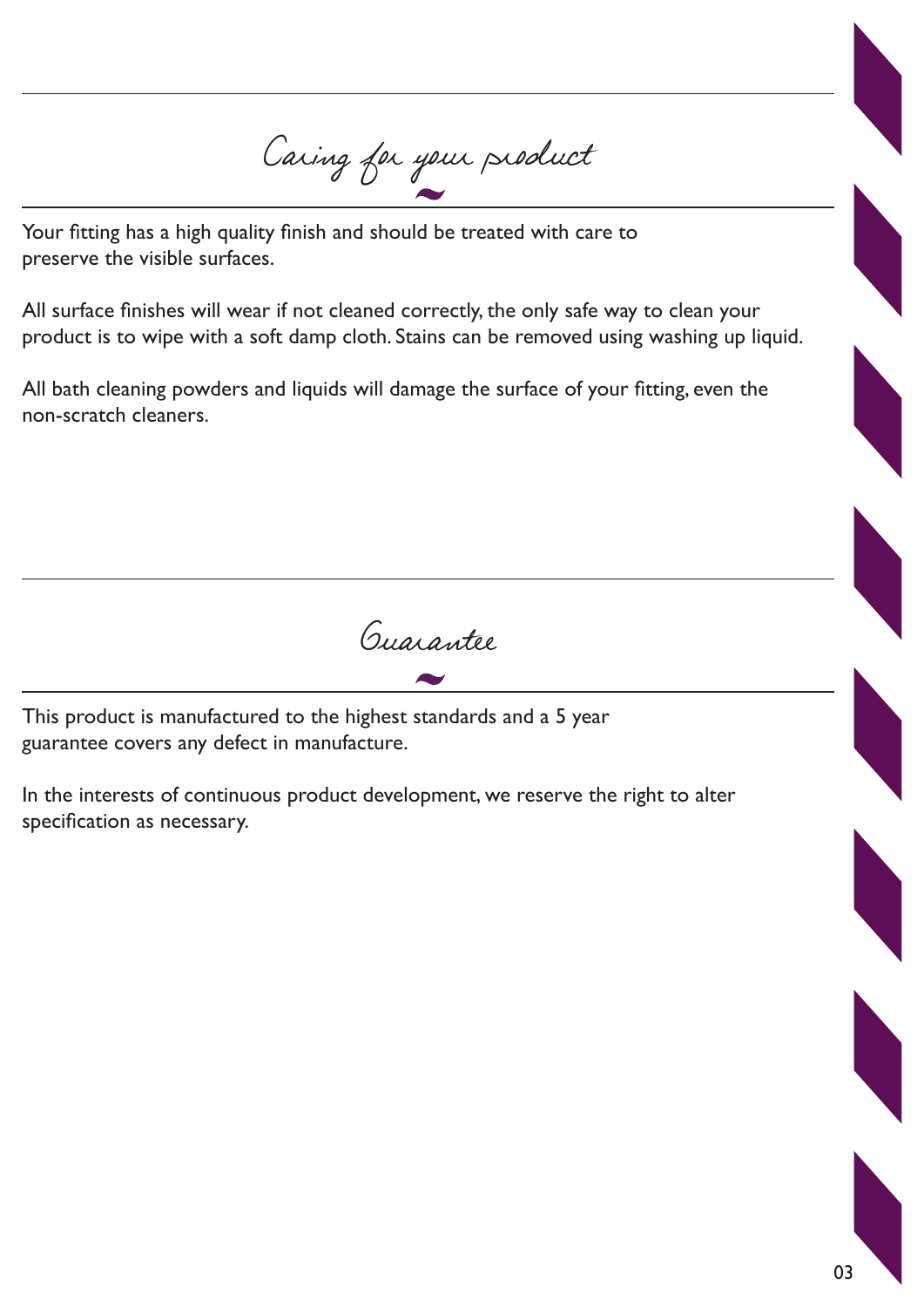## Caring for your product

Your fitting has a high quality finish and should be treated with care to preserve the visible surfaces.

All surface finishes will wear if not cleaned correctly, the only safe way to clean your product is to wipe with a soft damp cloth. Stains can be removed using washing up liquid.

All bath cleaning powders and liquids will damage the surface of your fitting, even the non-scratch cleaners.

## Guarantee

This product is manufactured to the highest standards and a 5 year guarantee covers any defect in manufacture.

In the interests of continuous product development, we reserve the right to alter specification as necessary.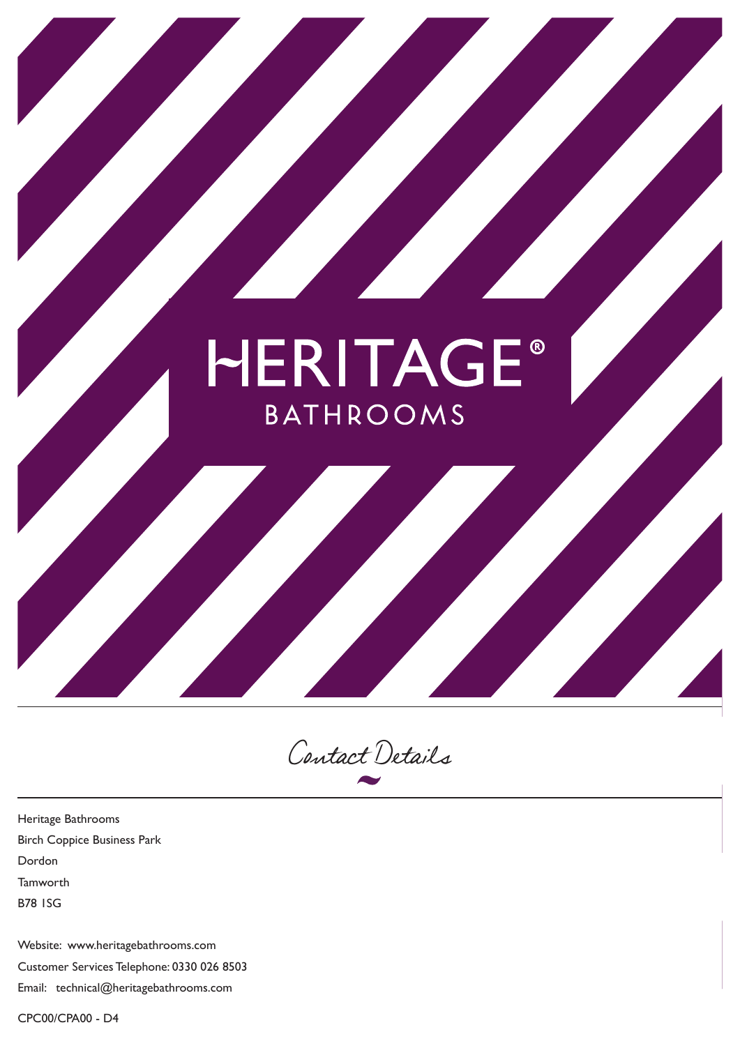# HERITAGE®
BATHROOMS

## Contact Details

Heritage Bathrooms
Birch Coppice Business Park
Dordon
Tamworth
B78 1SG

Website: www.heritagebathrooms.com
Customer Services Telephone: 0330 026 8503
Email: technical@heritagebathrooms.com

CPC00/CPA00 - D4